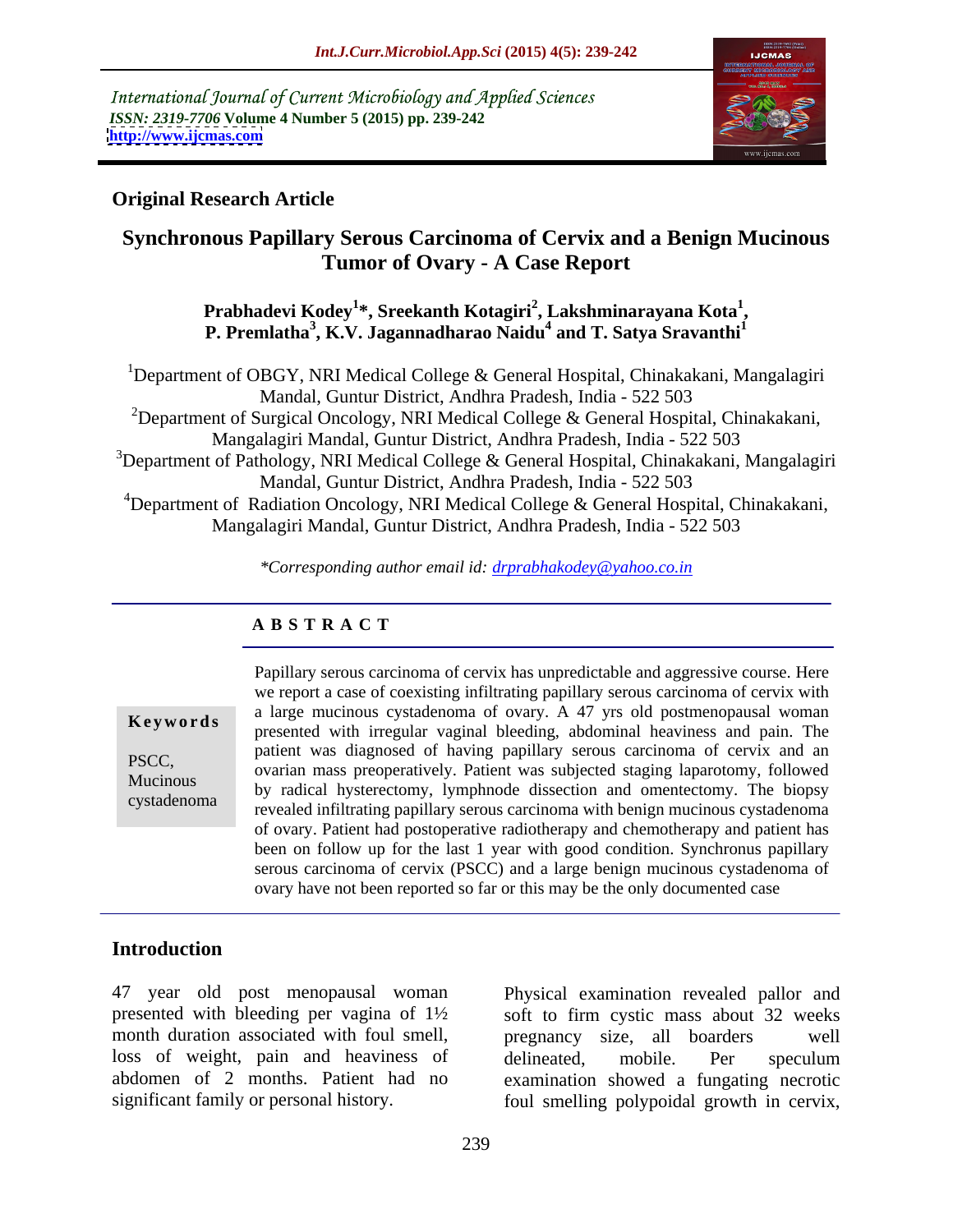International Journal of Current Microbiology and Applied Sciences
*ISSN: 2319-7706* **Volume 4 Number 5 (2015) pp. 239-242**
**http://www.ijcmas.com**

**Original Research Article**

# Synchronous Papillary Serous Carcinoma of Cervix and a Benign Mucinous Tumor of Ovary - A Case Report

**Prabhadevi Kodey[1]*, Sreekanth Kotagiri[2], Lakshminarayana Kota[1], P. Premlatha[3], K.V. Jagannadharao Naidu[4] and T. Satya Sravanthi[1]**

[1]Department of OBGY, NRI Medical College & General Hospital, Chinakakani, Mangalagiri Mandal, Guntur District, Andhra Pradesh, India - 522 503

[2]Department of Surgical Oncology, NRI Medical College & General Hospital, Chinakakani, Mangalagiri Mandal, Guntur District, Andhra Pradesh, India - 522 503

[3]Department of Pathology, NRI Medical College & General Hospital, Chinakakani, Mangalagiri Mandal, Guntur District, Andhra Pradesh, India - 522 503

[4]Department of Radiation Oncology, NRI Medical College & General Hospital, Chinakakani, Mangalagiri Mandal, Guntur District, Andhra Pradesh, India - 522 503

*\*Corresponding author email id: drprabhakodey@yahoo.co.in*

## A B S T R A C T

**Keywords**

PSCC, Mucinous cystadenoma

Papillary serous carcinoma of cervix has unpredictable and aggressive course. Here we report a case of coexisting infiltrating papillary serous carcinoma of cervix with a large mucinous cystadenoma of ovary. A 47 yrs old postmenopausal woman presented with irregular vaginal bleeding, abdominal heaviness and pain. The patient was diagnosed of having papillary serous carcinoma of cervix and an ovarian mass preoperatively. Patient was subjected staging laparotomy, followed by radical hysterectomy, lymphnode dissection and omentectomy. The biopsy revealed infiltrating papillary serous carcinoma with benign mucinous cystadenoma of ovary. Patient had postoperative radiotherapy and chemotherapy and patient has been on follow up for the last 1 year with good condition. Synchronus papillary serous carcinoma of cervix (PSCC) and a large benign mucinous cystadenoma of ovary have not been reported so far or this may be the only documented case

## Introduction

47 year old post menopausal woman presented with bleeding per vagina of 1½ month duration associated with foul smell, loss of weight, pain and heaviness of abdomen of 2 months. Patient had no significant family or personal history.

Physical examination revealed pallor and soft to firm cystic mass about 32 weeks pregnancy size, all boarders well delineated, mobile. Per speculum examination showed a fungating necrotic foul smelling polypoidal growth in cervix,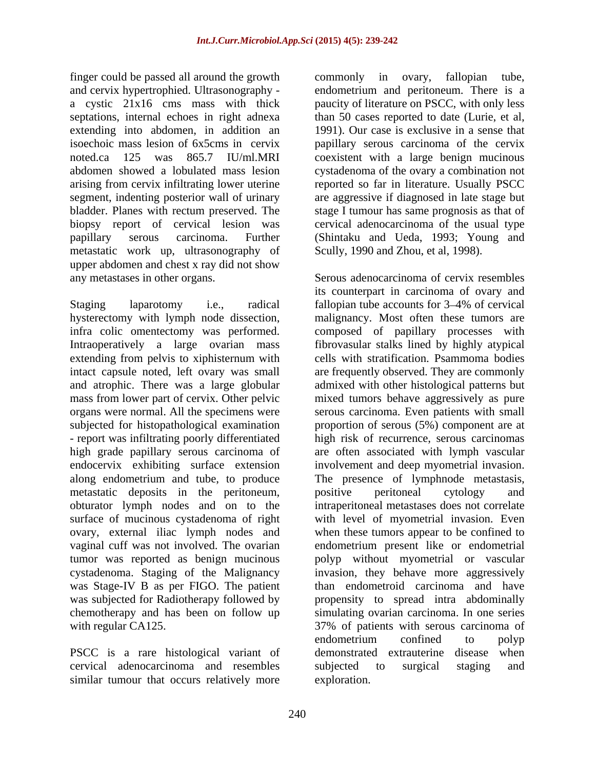finger could be passed all around the growth and cervix hypertrophied. Ultrasonography - a cystic 21x16 cms mass with thick septations, internal echoes in right adnexa extending into abdomen, in addition an isoechoic mass lesion of 6x5cms in cervix noted.ca 125 was 865.7 IU/ml.MRI abdomen showed a lobulated mass lesion arising from cervix infiltrating lower uterine segment, indenting posterior wall of urinary bladder. Planes with rectum preserved. The biopsy report of cervical lesion was papillary serous carcinoma. Further metastatic work up, ultrasonography of upper abdomen and chest x ray did not show any metastases in other organs.

Staging laparotomy i.e., radical hysterectomy with lymph node dissection, infra colic omentectomy was performed. Intraoperatively a large ovarian mass extending from pelvis to xiphisternum with intact capsule noted, left ovary was small and atrophic. There was a large globular mass from lower part of cervix. Other pelvic organs were normal. All the specimens were subjected for histopathological examination - report was infiltrating poorly differentiated high grade papillary serous carcinoma of endocervix exhibiting surface extension along endometrium and tube, to produce metastatic deposits in the peritoneum, obturator lymph nodes and on to the surface of mucinous cystadenoma of right ovary, external iliac lymph nodes and vaginal cuff was not involved. The ovarian tumor was reported as benign mucinous cystadenoma. Staging of the Malignancy was Stage-IV B as per FIGO. The patient was subjected for Radiotherapy followed by chemotherapy and has been on follow up with regular CA125.

PSCC is a rare histological variant of cervical adenocarcinoma and resembles similar tumour that occurs relatively more commonly in ovary, fallopian tube, endometrium and peritoneum. There is a paucity of literature on PSCC, with only less than 50 cases reported to date (Lurie, et al, 1991). Our case is exclusive in a sense that papillary serous carcinoma of the cervix coexistent with a large benign mucinous cystadenoma of the ovary a combination not reported so far in literature. Usually PSCC are aggressive if diagnosed in late stage but stage I tumour has same prognosis as that of cervical adenocarcinoma of the usual type (Shintaku and Ueda, 1993; Young and Scully, 1990 and Zhou, et al, 1998).

Serous adenocarcinoma of cervix resembles its counterpart in carcinoma of ovary and fallopian tube accounts for 3–4% of cervical malignancy. Most often these tumors are composed of papillary processes with fibrovasular stalks lined by highly atypical cells with stratification. Psammoma bodies are frequently observed. They are commonly admixed with other histological patterns but mixed tumors behave aggressively as pure serous carcinoma. Even patients with small proportion of serous (5%) component are at high risk of recurrence, serous carcinomas are often associated with lymph vascular involvement and deep myometrial invasion. The presence of lymphnode metastasis, positive peritoneal cytology and intraperitoneal metastases does not correlate with level of myometrial invasion. Even when these tumors appear to be confined to endometrium present like or endometrial polyp without myometrial or vascular invasion, they behave more aggressively than endometroid carcinoma and have propensity to spread intra abdominally simulating ovarian carcinoma. In one series 37% of patients with serous carcinoma of endometrium confined to polyp demonstrated extrauterine disease when subjected to surgical staging and exploration.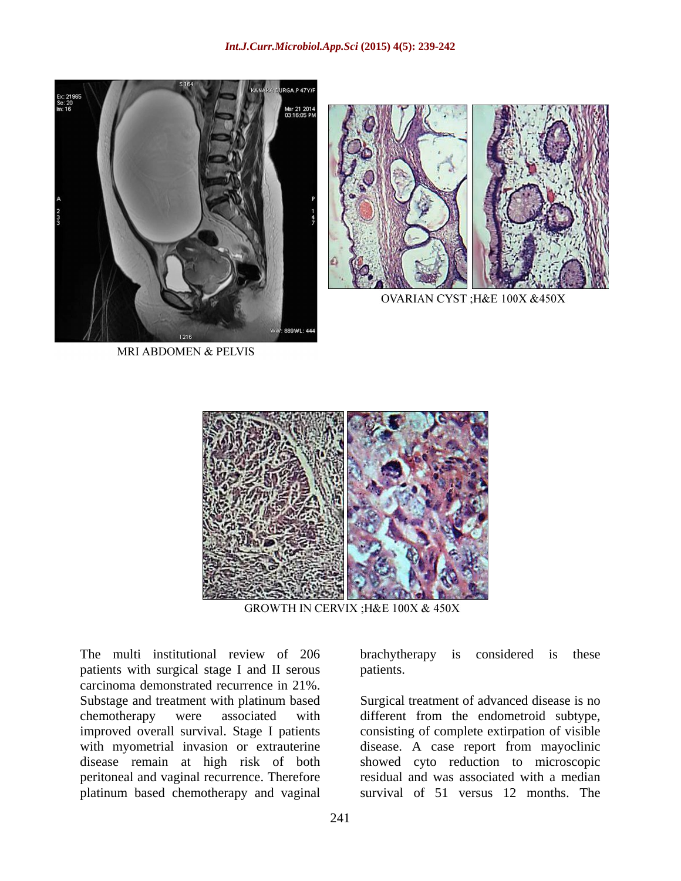MRI ABDOMEN & PELVIS

OVARIAN CYST ;H&E 100X &450X

GROWTH IN CERVIX ;H&E 100X & 450X

The multi institutional review of 206 patients with surgical stage I and II serous carcinoma demonstrated recurrence in 21%. Substage and treatment with platinum based chemotherapy were associated with improved overall survival. Stage I patients with myometrial invasion or extrauterine disease remain at high risk of both peritoneal and vaginal recurrence. Therefore platinum based chemotherapy and vaginal brachytherapy is considered is these patients.

Surgical treatment of advanced disease is no different from the endometroid subtype, consisting of complete extirpation of visible disease. A case report from mayoclinic showed cyto reduction to microscopic residual and was associated with a median survival of 51 versus 12 months. The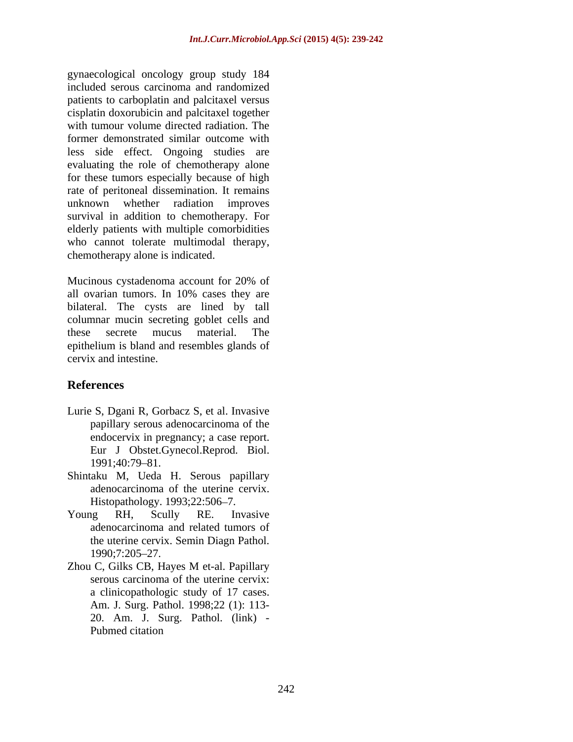gynaecological oncology group study 184 included serous carcinoma and randomized patients to carboplatin and palcitaxel versus cisplatin doxorubicin and palcitaxel together with tumour volume directed radiation. The former demonstrated similar outcome with less side effect. Ongoing studies are evaluating the role of chemotherapy alone for these tumors especially because of high rate of peritoneal dissemination. It remains unknown whether radiation improves survival in addition to chemotherapy. For elderly patients with multiple comorbidities who cannot tolerate multimodal therapy, chemotherapy alone is indicated.

Mucinous cystadenoma account for 20% of all ovarian tumors. In 10% cases they are bilateral. The cysts are lined by tall columnar mucin secreting goblet cells and these secrete mucus material. The epithelium is bland and resembles glands of cervix and intestine.

## References

- Lurie S, Dgani R, Gorbacz S, et al. Invasive papillary serous adenocarcinoma of the endocervix in pregnancy; a case report. Eur J Obstet.Gynecol.Reprod. Biol. 1991;40:79–81.
- Shintaku M, Ueda H. Serous papillary adenocarcinoma of the uterine cervix. Histopathology. 1993;22:506–7.
- Young RH, Scully RE. Invasive adenocarcinoma and related tumors of the uterine cervix. Semin Diagn Pathol. 1990;7:205–27.
- Zhou C, Gilks CB, Hayes M et-al. Papillary serous carcinoma of the uterine cervix: a clinicopathologic study of 17 cases. Am. J. Surg. Pathol. 1998;22 (1): 113-20. Am. J. Surg. Pathol. (link) - Pubmed citation